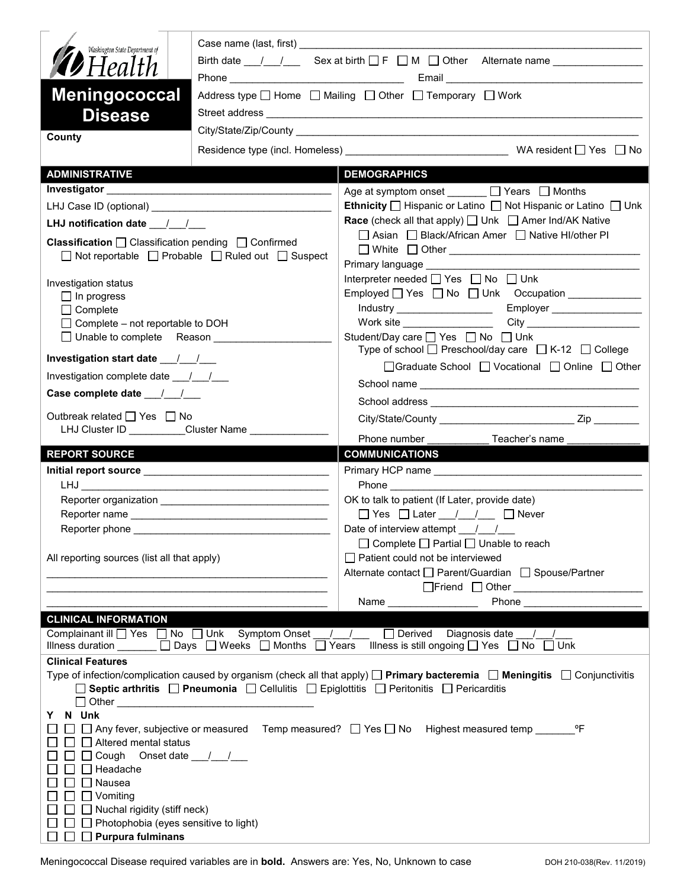Washington State Department of Health

# Meningococcal Disease

County

Case name (last, first) ___________________________________________

Birth date ___/___/___ Sex at birth ☐ F ☐ M ☐ Other Alternate name _______________

Phone _______________________________ Email _______________________________

Address type ☐ Home ☐ Mailing ☐ Other ☐ Temporary ☐ Work

Street address ___________________________________________

City/State/Zip/County ___________________________________________

Residence type (incl. Homeless) ____________________________ WA resident ☐ Yes ☐ No

## ADMINISTRATIVE

**Investigator** ___________________________________________

LHJ Case ID (optional) ______________________________

**LHJ notification date** ___/___/___

**Classification** ☐ Classification pending ☐ Confirmed ☐ Not reportable ☐ Probable ☐ Ruled out ☐ Suspect

Investigation status
- ☐ In progress
- ☐ Complete
- ☐ Complete – not reportable to DOH
- ☐ Unable to complete Reason ____________________

**Investigation start date** ___/___/___

Investigation complete date ___/___/___

**Case complete date** ___/___/___

Outbreak related ☐ Yes ☐ No
LHJ Cluster ID __________ Cluster Name ______________

## DEMOGRAPHICS

Age at symptom onset _______ ☐ Years ☐ Months

**Ethnicity** ☐ Hispanic or Latino ☐ Not Hispanic or Latino ☐ Unk

**Race** (check all that apply) ☐ Unk ☐ Amer Ind/AK Native ☐ Asian ☐ Black/African Amer ☐ Native HI/other PI ☐ White ☐ Other ______________________________

Primary language ______________________________

Interpreter needed ☐ Yes ☐ No ☐ Unk

Employed ☐ Yes ☐ No ☐ Unk Occupation _____________

Industry _________________ Employer ________________

Work site ________________ City ____________________

Student/Day care ☐ Yes ☐ No ☐ Unk
Type of school ☐ Preschool/day care ☐ K-12 ☐ College ☐ Graduate School ☐ Vocational ☐ Online ☐ Other

School name ______________________________

School address ______________________________

City/State/County ________________________ Zip ________

Phone number ___________ Teacher's name _____________

## REPORT SOURCE

**Initial report source** ______________________________

LHJ ______________________________

Reporter organization ______________________________

Reporter name ______________________________

Reporter phone ______________________________

All reporting sources (list all that apply)

______________________________

______________________________

______________________________

## COMMUNICATIONS

Primary HCP name ______________________________

Phone ______________________________

OK to talk to patient (If Later, provide date)
☐ Yes ☐ Later ___/___/___ ☐ Never

Date of interview attempt ___/___/___
☐ Complete ☐ Partial ☐ Unable to reach

☐ Patient could not be interviewed

Alternate contact ☐ Parent/Guardian ☐ Spouse/Partner ☐ Friend ☐ Other ______________________

Name ________________ Phone ____________________

## CLINICAL INFORMATION

Complainant ill ☐ Yes ☐ No ☐ Unk Symptom Onset ___/___/___ ☐ Derived Diagnosis date ___/___/___
Illness duration _______ ☐ Days ☐ Weeks ☐ Months ☐ Years Illness is still ongoing ☐ Yes ☐ No ☐ Unk

### Clinical Features

Type of infection/complication caused by organism (check all that apply) ☐ **Primary bacteremia** ☐ **Meningitis** ☐ Conjunctivitis ☐ **Septic arthritis** ☐ **Pneumonia** ☐ Cellulitis ☐ Epiglottitis ☐ Peritonitis ☐ Pericarditis ☐ Other ______________________________

| Y | N | Unk | |
|---|---|---|---|
| ☐ | ☐ | ☐ | Any fever, subjective or measured Temp measured? ☐ Yes ☐ No Highest measured temp _______ºF |
| ☐ | ☐ | ☐ | Altered mental status |
| ☐ | ☐ | ☐ | Cough Onset date ___/___/___ |
| ☐ | ☐ | ☐ | Headache |
| ☐ | ☐ | ☐ | Nausea |
| ☐ | ☐ | ☐ | Vomiting |
| ☐ | ☐ | ☐ | Nuchal rigidity (stiff neck) |
| ☐ | ☐ | ☐ | Photophobia (eyes sensitive to light) |
| ☐ | ☐ | ☐ | **Purpura fulminans** |

Meningococcal Disease required variables are in **bold**. Answers are: Yes, No, Unknown to case

DOH 210-038(Rev. 11/2019)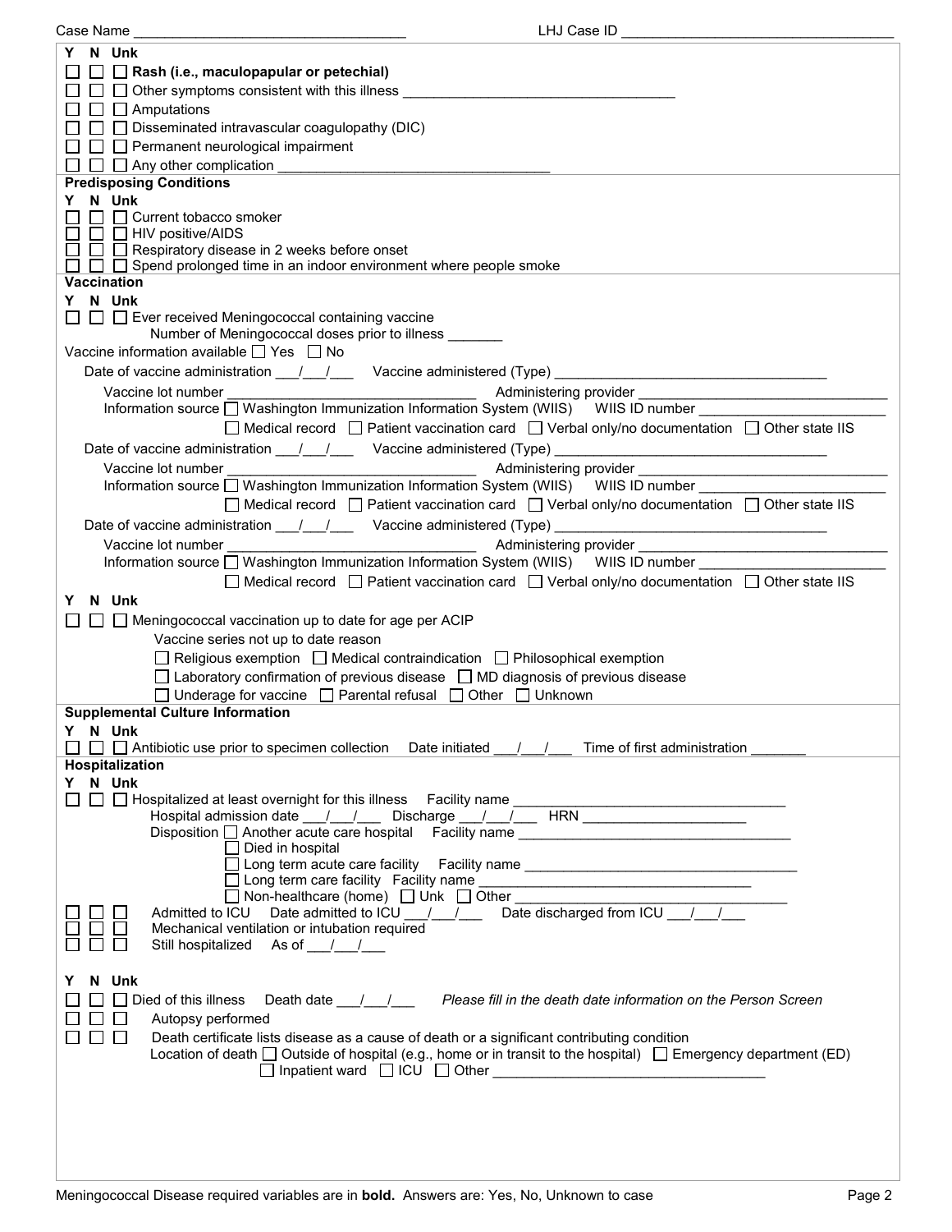Case Name ________________________________ LHJ Case ID ________________________________

Y N Unk

☐ ☐ ☐ **Rash (i.e., maculopapular or petechial)**

☐ ☐ ☐ Other symptoms consistent with this illness ________________________________

☐ ☐ ☐ Amputations

☐ ☐ ☐ Disseminated intravascular coagulopathy (DIC)

☐ ☐ ☐ Permanent neurological impairment

☐ ☐ ☐ Any other complication ________________________________

## Predisposing Conditions

Y N Unk

☐ ☐ ☐ Current tobacco smoker

☐ ☐ ☐ HIV positive/AIDS

☐ ☐ ☐ Respiratory disease in 2 weeks before onset

☐ ☐ ☐ Spend prolonged time in an indoor environment where people smoke

## Vaccination

Y N Unk

☐ ☐ ☐ Ever received Meningococcal containing vaccine

Number of Meningococcal doses prior to illness _______

Vaccine information available ☐ Yes ☐ No

Date of vaccine administration ___/___/___ Vaccine administered (Type) ________________________________

Vaccine lot number ____________________________ Administering provider ____________________________

Information source ☐ Washington Immunization Information System (WIIS) WIIS ID number ______________________

☐ Medical record ☐ Patient vaccination card ☐ Verbal only/no documentation ☐ Other state IIS

Date of vaccine administration ___/___/___ Vaccine administered (Type) ________________________________

Vaccine lot number ____________________________ Administering provider ____________________________

Information source ☐ Washington Immunization Information System (WIIS) WIIS ID number ______________________

☐ Medical record ☐ Patient vaccination card ☐ Verbal only/no documentation ☐ Other state IIS

Date of vaccine administration ___/___/___ Vaccine administered (Type) ________________________________

Vaccine lot number ____________________________ Administering provider ____________________________

Information source ☐ Washington Immunization Information System (WIIS) WIIS ID number ______________________

☐ Medical record ☐ Patient vaccination card ☐ Verbal only/no documentation ☐ Other state IIS

Y N Unk

☐ ☐ ☐ Meningococcal vaccination up to date for age per ACIP

Vaccine series not up to date reason

☐ Religious exemption ☐ Medical contraindication ☐ Philosophical exemption

☐ Laboratory confirmation of previous disease ☐ MD diagnosis of previous disease

☐ Underage for vaccine ☐ Parental refusal ☐ Other ☐ Unknown

## Supplemental Culture Information

Y N Unk

☐ ☐ ☐ Antibiotic use prior to specimen collection Date initiated ___/___/___ Time of first administration _______

## Hospitalization

Y N Unk

☐ ☐ ☐ Hospitalized at least overnight for this illness Facility name ________________________________

Hospital admission date ___/___/___ Discharge ___/___/___ HRN ____________________

Disposition ☐ Another acute care hospital Facility name ________________________________

☐ Died in hospital

☐ Long term acute care facility Facility name ________________________________

☐ Long term care facility Facility name ________________________________

☐ Non-healthcare (home) ☐ Unk ☐ Other ________________________________

☐ ☐ ☐ Admitted to ICU Date admitted to ICU ___/___/___ Date discharged from ICU ___/___/___

☐ ☐ ☐ Mechanical ventilation or intubation required

☐ ☐ ☐ Still hospitalized As of ___/___/___

Y N Unk

☐ ☐ ☐ Died of this illness Death date ___/___/___ *Please fill in the death date information on the Person Screen*

☐ ☐ ☐ Autopsy performed

☐ ☐ ☐ Death certificate lists disease as a cause of death or a significant contributing condition

Location of death ☐ Outside of hospital (e.g., home or in transit to the hospital) ☐ Emergency department (ED)

☐ Inpatient ward ☐ ICU ☐ Other ________________________________

Meningococcal Disease required variables are in **bold**. Answers are: Yes, No, Unknown to case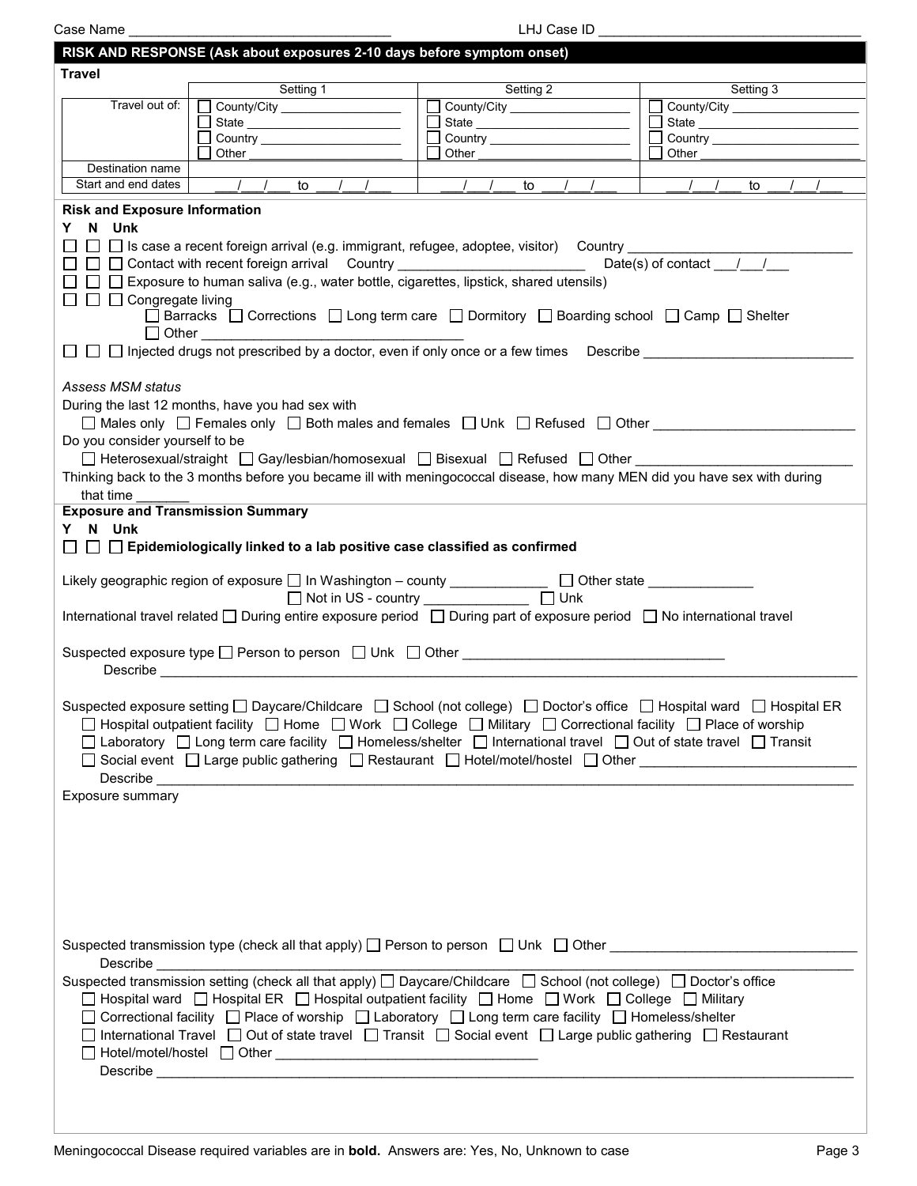Case Name ___________________________________ LHJ Case ID ___________________________________

## RISK AND RESPONSE (Ask about exposures 2-10 days before symptom onset)

**Travel**

| | Setting 1 | Setting 2 | Setting 3 |
|---|---|---|---|
| Travel out of: | ☐ County/City ________<br>☐ State ________<br>☐ Country ________<br>☐ Other ________ | ☐ County/City ________<br>☐ State ________<br>☐ Country ________<br>☐ Other ________ | ☐ County/City ________<br>☐ State ________<br>☐ Country ________<br>☐ Other ________ |
| Destination name | | | |
| Start and end dates | ___/___/___ to ___/___/___ | ___/___/___ to ___/___/___ | ___/___/___ to ___/___/___ |

**Risk and Exposure Information**

**Y N Unk**

☐ ☐ ☐ Is case a recent foreign arrival (e.g. immigrant, refugee, adoptee, visitor) Country ____________________

☐ ☐ ☐ Contact with recent foreign arrival Country ____________________ Date(s) of contact ___/___/___

☐ ☐ ☐ Exposure to human saliva (e.g., water bottle, cigarettes, lipstick, shared utensils)

☐ ☐ ☐ Congregate living
☐ Barracks ☐ Corrections ☐ Long term care ☐ Dormitory ☐ Boarding school ☐ Camp ☐ Shelter
☐ Other ____________________

☐ ☐ ☐ Injected drugs not prescribed by a doctor, even if only once or a few times Describe ____________________

*Assess MSM status*

During the last 12 months, have you had sex with
☐ Males only ☐ Females only ☐ Both males and females ☐ Unk ☐ Refused ☐ Other ____________________

Do you consider yourself to be
☐ Heterosexual/straight ☐ Gay/lesbian/homosexual ☐ Bisexual ☐ Refused ☐ Other ____________________

Thinking back to the 3 months before you became ill with meningococcal disease, how many MEN did you have sex with during that time _______

**Exposure and Transmission Summary**

**Y N Unk**

☐ ☐ ☐ **Epidemiologically linked to a lab positive case classified as confirmed**

Likely geographic region of exposure ☐ In Washington – county ____________ ☐ Other state ____________
☐ Not in US - country ____________ ☐ Unk

International travel related ☐ During entire exposure period ☐ During part of exposure period ☐ No international travel

Suspected exposure type ☐ Person to person ☐ Unk ☐ Other ____________________
Describe ____________________

Suspected exposure setting ☐ Daycare/Childcare ☐ School (not college) ☐ Doctor's office ☐ Hospital ward ☐ Hospital ER
☐ Hospital outpatient facility ☐ Home ☐ Work ☐ College ☐ Military ☐ Correctional facility ☐ Place of worship
☐ Laboratory ☐ Long term care facility ☐ Homeless/shelter ☐ International travel ☐ Out of state travel ☐ Transit
☐ Social event ☐ Large public gathering ☐ Restaurant ☐ Hotel/motel/hostel ☐ Other ____________________
Describe ____________________

Exposure summary

Suspected transmission type (check all that apply) ☐ Person to person ☐ Unk ☐ Other ____________________
Describe ____________________

Suspected transmission setting (check all that apply) ☐ Daycare/Childcare ☐ School (not college) ☐ Doctor's office
☐ Hospital ward ☐ Hospital ER ☐ Hospital outpatient facility ☐ Home ☐ Work ☐ College ☐ Military
☐ Correctional facility ☐ Place of worship ☐ Laboratory ☐ Long term care facility ☐ Homeless/shelter
☐ International Travel ☐ Out of state travel ☐ Transit ☐ Social event ☐ Large public gathering ☐ Restaurant
☐ Hotel/motel/hostel ☐ Other ____________________
Describe ____________________

Meningococcal Disease required variables are in **bold**. Answers are: Yes, No, Unknown to case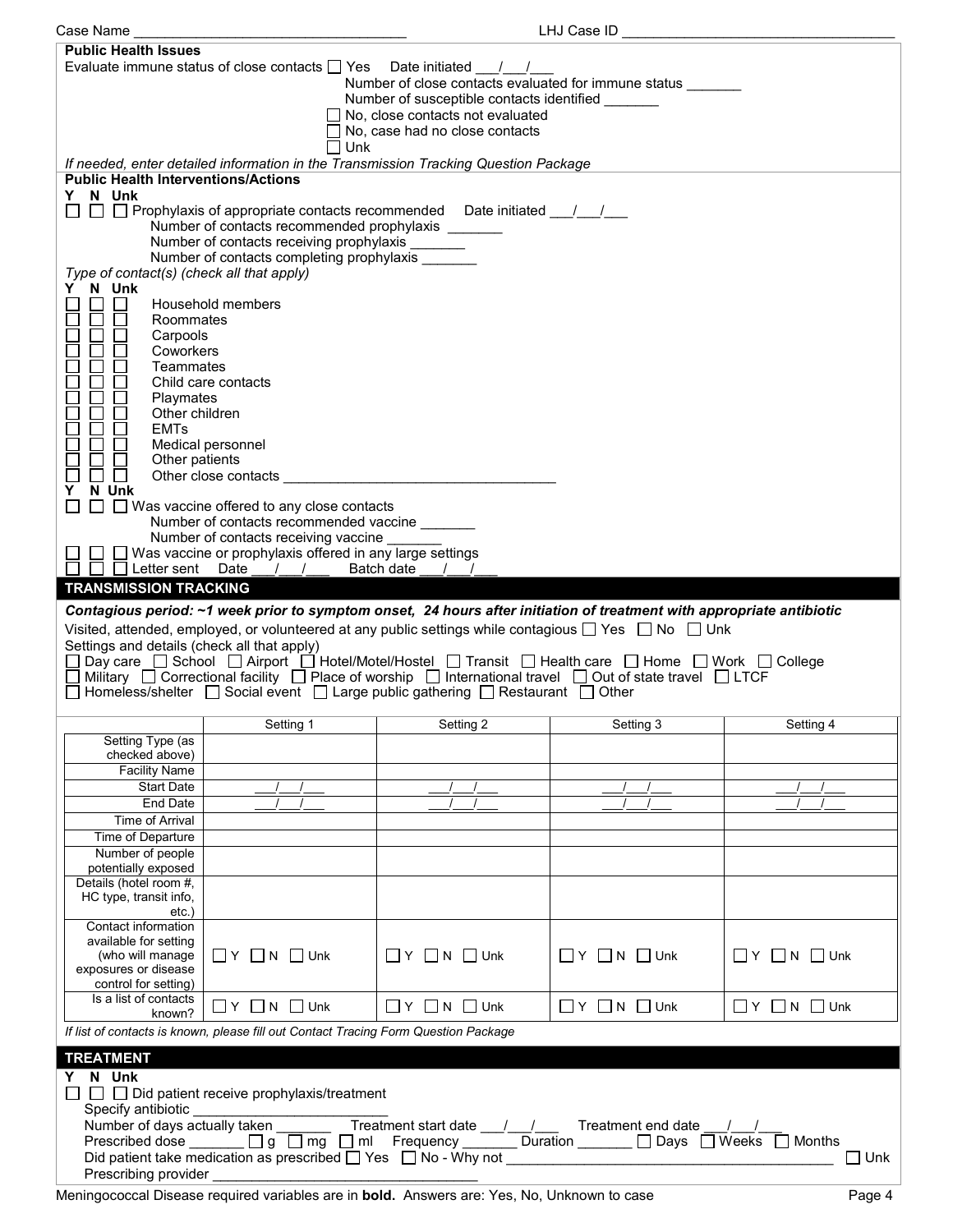Case Name ________________________________ LHJ Case ID ________________________________

**Public Health Issues**

Evaluate immune status of close contacts ☐ Yes Date initiated ___/___/___

Number of close contacts evaluated for immune status _______

Number of susceptible contacts identified _______

☐ No, close contacts not evaluated

☐ No, case had no close contacts

☐ Unk

*If needed, enter detailed information in the Transmission Tracking Question Package*

**Public Health Interventions/Actions**

**Y N Unk**

☐ ☐ ☐ Prophylaxis of appropriate contacts recommended Date initiated ___/___/___

Number of contacts recommended prophylaxis _______

Number of contacts receiving prophylaxis _______

Number of contacts completing prophylaxis _______

*Type of contact(s) (check all that apply)*

**Y N Unk**

☐ ☐ ☐ Household members
☐ ☐ ☐ Roommates
☐ ☐ ☐ Carpools
☐ ☐ ☐ Coworkers
☐ ☐ ☐ Teammates
☐ ☐ ☐ Child care contacts
☐ ☐ ☐ Playmates
☐ ☐ ☐ Other children
☐ ☐ ☐ EMTs
☐ ☐ ☐ Medical personnel
☐ ☐ ☐ Other patients
☐ ☐ ☐ Other close contacts ________________________________

**Y N Unk**

☐ ☐ ☐ Was vaccine offered to any close contacts

Number of contacts recommended vaccine _______

Number of contacts receiving vaccine _______

☐ ☐ ☐ Was vaccine or prophylaxis offered in any large settings

☐ ☐ ☐ Letter sent Date ___/___/___ Batch date ___/___/___

## TRANSMISSION TRACKING

***Contagious period: ~1 week prior to symptom onset, 24 hours after initiation of treatment with appropriate antibiotic***

Visited, attended, employed, or volunteered at any public settings while contagious ☐ Yes ☐ No ☐ Unk

Settings and details (check all that apply)

☐ Day care ☐ School ☐ Airport ☐ Hotel/Motel/Hostel ☐ Transit ☐ Health care ☐ Home ☐ Work ☐ College
☐ Military ☐ Correctional facility ☐ Place of worship ☐ International travel ☐ Out of state travel ☐ LTCF
☐ Homeless/shelter ☐ Social event ☐ Large public gathering ☐ Restaurant ☐ Other

| | Setting 1 | Setting 2 | Setting 3 | Setting 4 |
|---|---|---|---|---|
| Setting Type (as checked above) | | | | |
| Facility Name | | | | |
| Start Date | ___/___/___ | ___/___/___ | ___/___/___ | ___/___/___ |
| End Date | ___/___/___ | ___/___/___ | ___/___/___ | ___/___/___ |
| Time of Arrival | | | | |
| Time of Departure | | | | |
| Number of people potentially exposed | | | | |
| Details (hotel room #, HC type, transit info, etc.) | | | | |
| Contact information available for setting (who will manage exposures or disease control for setting) | ☐ Y ☐ N ☐ Unk | ☐ Y ☐ N ☐ Unk | ☐ Y ☐ N ☐ Unk | ☐ Y ☐ N ☐ Unk |
| Is a list of contacts known? | ☐ Y ☐ N ☐ Unk | ☐ Y ☐ N ☐ Unk | ☐ Y ☐ N ☐ Unk | ☐ Y ☐ N ☐ Unk |

*If list of contacts is known, please fill out Contact Tracing Form Question Package*

## TREATMENT

**Y N Unk**

☐ ☐ ☐ Did patient receive prophylaxis/treatment

Specify antibiotic ________________________

Number of days actually taken _______ Treatment start date ___/___/___ Treatment end date ___/___/___

Prescribed dose _______ ☐ g ☐ mg ☐ ml Frequency _______ Duration _______ ☐ Days ☐ Weeks ☐ Months

Did patient take medication as prescribed ☐ Yes ☐ No - Why not ________________________________ ☐ Unk

Prescribing provider ________________________________

Meningococcal Disease required variables are in **bold**. Answers are: Yes, No, Unknown to case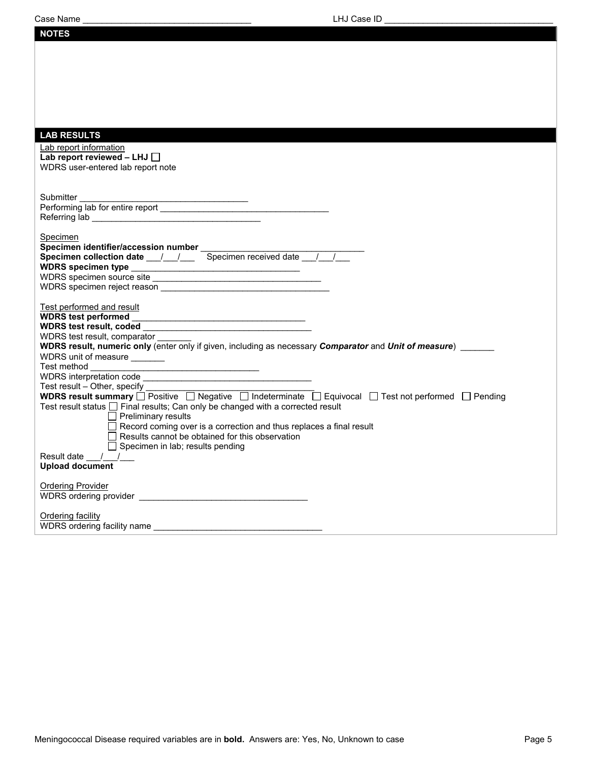Case Name ___________________________________ LHJ Case ID ___________________________________

## NOTES

## LAB RESULTS

Lab report information

**Lab report reviewed – LHJ** ☐

WDRS user-entered lab report note

Submitter ___________________________________

Performing lab for entire report ___________________________________

Referring lab ___________________________________

Specimen

**Specimen identifier/accession number** ___________________________________

**Specimen collection date** ___/___/___ Specimen received date ___/___/___

**WDRS specimen type** ___________________________________

WDRS specimen source site ___________________________________

WDRS specimen reject reason ___________________________________

Test performed and result

**WDRS test performed** ___________________________________

**WDRS test result, coded** ___________________________________

WDRS test result, comparator _______

**WDRS result, numeric only** (enter only if given, including as necessary ***Comparator*** and ***Unit of measure***) _______

WDRS unit of measure _______

Test method ___________________________________

WDRS interpretation code ___________________________________

Test result – Other, specify ___________________________________

**WDRS result summary** ☐ Positive ☐ Negative ☐ Indeterminate ☐ Equivocal ☐ Test not performed ☐ Pending

Test result status ☐ Final results; Can only be changed with a corrected result
- ☐ Preliminary results
- ☐ Record coming over is a correction and thus replaces a final result
- ☐ Results cannot be obtained for this observation
- ☐ Specimen in lab; results pending

Result date ___/___/___

**Upload document**

Ordering Provider

WDRS ordering provider ___________________________________

Ordering facility

WDRS ordering facility name ___________________________________

Meningococcal Disease required variables are in **bold.** Answers are: Yes, No, Unknown to case